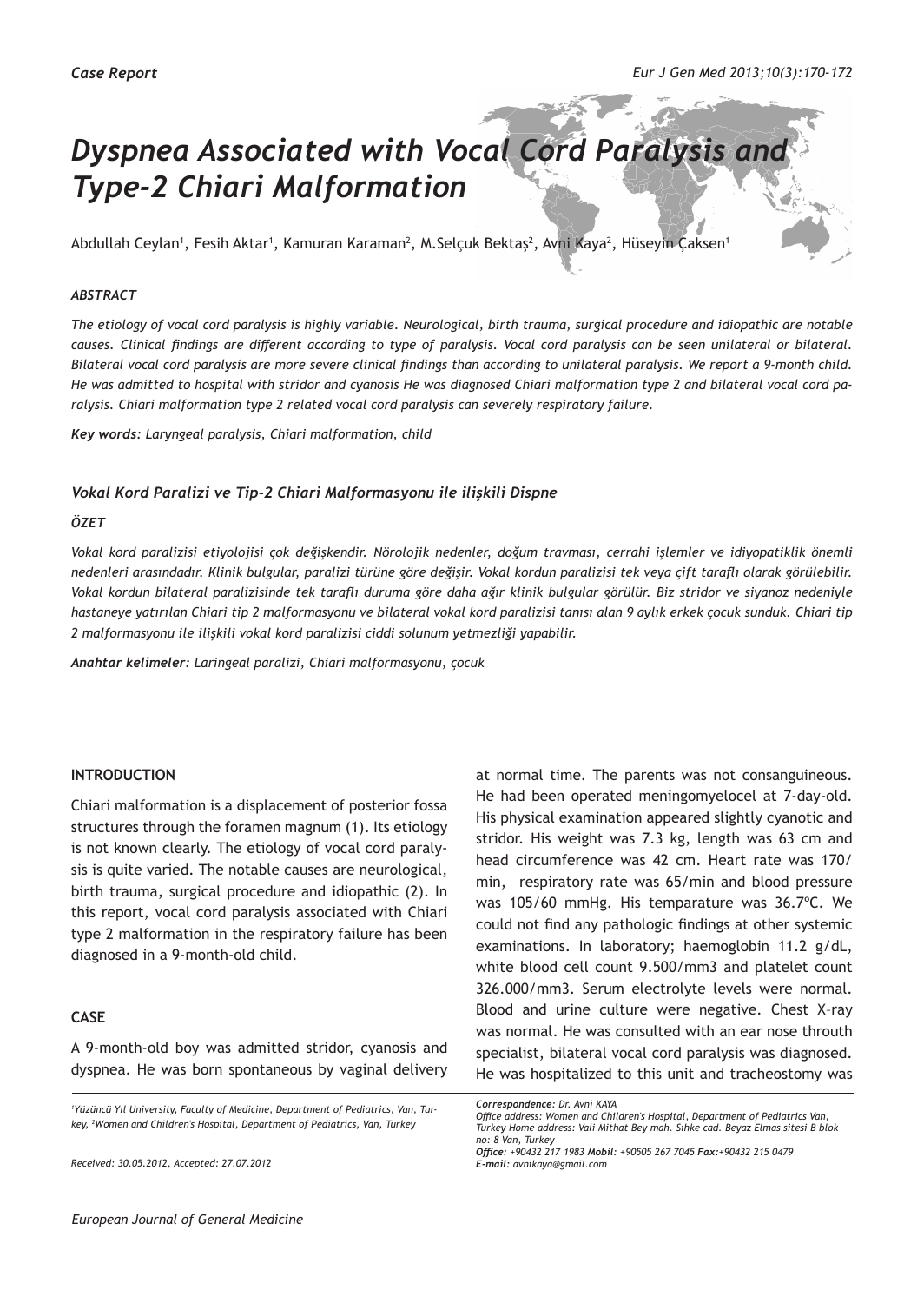*Case Report*

# Dyspnea Associated with Vocal Cord Paralysis and Type-2 Chiari Malformation

Abdullah Ceylan[1], Fesih Aktar[1], Kamuran Karaman[2], M.Selçuk Bektaş[2], Avni Kaya[2], Hüseyin Çaksen[1]

### *ABSTRACT*

*The etiology of vocal cord paralysis is highly variable. Neurological, birth trauma, surgical procedure and idiopathic are notable causes. Clinical findings are different according to type of paralysis. Vocal cord paralysis can be seen unilateral or bilateral. Bilateral vocal cord paralysis are more severe clinical findings than according to unilateral paralysis. We report a 9-month child. He was admitted to hospital with stridor and cyanosis He was diagnosed Chiari malformation type 2 and bilateral vocal cord paralysis. Chiari malformation type 2 related vocal cord paralysis can severely respiratory failure.*

***Key words:*** *Laryngeal paralysis, Chiari malformation, child*

### *Vokal Kord Paralizi ve Tip-2 Chiari Malformasyonu ile ilişkili Dispne*

### *ÖZET*

*Vokal kord paralizisi etiyolojisi çok değişkendir. Nörolojik nedenler, doğum travması, cerrahi işlemler ve idiyopatiklik önemli nedenleri arasındadır. Klinik bulgular, paralizi türüne göre değişir. Vokal kordun paralizisi tek veya çift taraflı olarak görülebilir. Vokal kordun bilateral paralizisinde tek taraflı duruma göre daha ağır klinik bulgular görülür. Biz stridor ve siyanoz nedeniyle hastaneye yatırılan Chiari tip 2 malformasyonu ve bilateral vokal kord paralizisi tanısı alan 9 aylık erkek çocuk sunduk. Chiari tip 2 malformasyonu ile ilişkili vokal kord paralizisi ciddi solunum yetmezliği yapabilir.*

***Anahtar kelimeler:*** *Laringeal paralizi, Chiari malformasyonu, çocuk*

## INTRODUCTION

Chiari malformation is a displacement of posterior fossa structures through the foramen magnum (1). Its etiology is not known clearly. The etiology of vocal cord paralysis is quite varied. The notable causes are neurological, birth trauma, surgical procedure and idiopathic (2). In this report, vocal cord paralysis associated with Chiari type 2 malformation in the respiratory failure has been diagnosed in a 9-month-old child.

## CASE

A 9-month-old boy was admitted stridor, cyanosis and dyspnea. He was born spontaneous by vaginal delivery at normal time. The parents was not consanguineous. He had been operated meningomyelocel at 7-day-old. His physical examination appeared slightly cyanotic and stridor. His weight was 7.3 kg, length was 63 cm and head circumference was 42 cm. Heart rate was 170/min, respiratory rate was 65/min and blood pressure was 105/60 mmHg. His temparature was 36.7ºC. We could not find any pathologic findings at other systemic examinations. In laboratory; haemoglobin 11.2 g/dL, white blood cell count 9.500/mm3 and platelet count 326.000/mm3. Serum electrolyte levels were normal. Blood and urine culture were negative. Chest X-ray was normal. He was consulted with an ear nose throuth specialist, bilateral vocal cord paralysis was diagnosed. He was hospitalized to this unit and tracheostomy was

[1]Yüzüncü Yıl University, Faculty of Medicine, Department of Pediatrics, Van, Turkey, [2]Women and Children's Hospital, Department of Pediatrics, Van, Turkey

Received: 30.05.2012, Accepted: 27.07.2012

***Correspondence:*** *Dr. Avni KAYA*
*Office address: Women and Children's Hospital, Department of Pediatrics Van, Turkey Home address: Vali Mithat Bey mah. Sıhke cad. Beyaz Elmas sitesi B blok no: 8 Van, Turkey*
***Office:*** *+90432 217 1983* ***Mobil:*** *+90505 267 7045* ***Fax:****+90432 215 0479*
***E-mail:*** *avnikaya@gmail.com*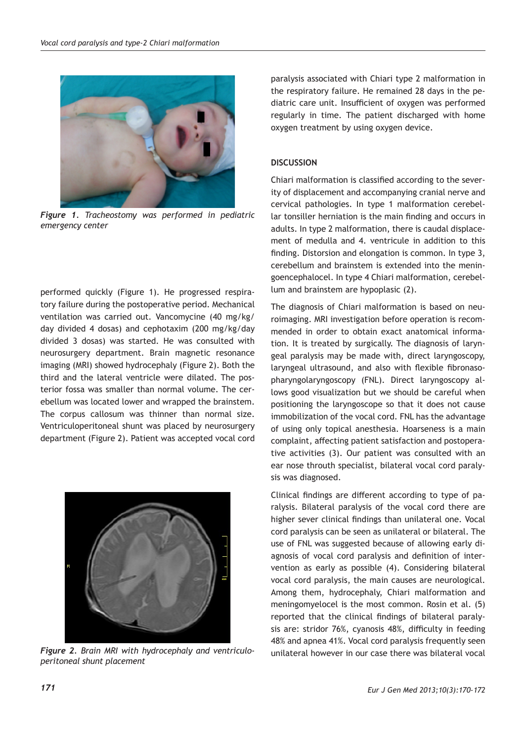*Figure 1. Tracheostomy was performed in pediatric emergency center*

performed quickly (Figure 1). He progressed respiratory failure during the postoperative period. Mechanical ventilation was carried out. Vancomycine (40 mg/kg/day divided 4 dosas) and cephotaxim (200 mg/kg/day divided 3 dosas) was started. He was consulted with neurosurgery department. Brain magnetic resonance imaging (MRI) showed hydrocephaly (Figure 2). Both the third and the lateral ventricle were dilated. The posterior fossa was smaller than normal volume. The cerebellum was located lower and wrapped the brainstem. The corpus callosum was thinner than normal size. Ventriculoperitoneal shunt was placed by neurosurgery department (Figure 2). Patient was accepted vocal cord paralysis associated with Chiari type 2 malformation in the respiratory failure. He remained 28 days in the pediatric care unit. Insufficient of oxygen was performed regularly in time. The patient discharged with home oxygen treatment by using oxygen device.

*Figure 2. Brain MRI with hydrocephaly and ventriculoperitoneal shunt placement*

## DISCUSSION

Chiari malformation is classified according to the severity of displacement and accompanying cranial nerve and cervical pathologies. In type 1 malformation cerebellar tonsiller herniation is the main finding and occurs in adults. In type 2 malformation, there is caudal displacement of medulla and 4. ventricule in addition to this finding. Distorsion and elongation is common. In type 3, cerebellum and brainstem is extended into the meningoencephalocel. In type 4 Chiari malformation, cerebellum and brainstem are hypoplasic (2).

The diagnosis of Chiari malformation is based on neuroimaging. MRI investigation before operation is recommended in order to obtain exact anatomical information. It is treated by surgically. The diagnosis of laryngeal paralysis may be made with, direct laryngoscopy, laryngeal ultrasound, and also with flexible fibronasopharyngolaryngoscopy (FNL). Direct laryngoscopy allows good visualization but we should be careful when positioning the laryngoscope so that it does not cause immobilization of the vocal cord. FNL has the advantage of using only topical anesthesia. Hoarseness is a main complaint, affecting patient satisfaction and postoperative activities (3). Our patient was consulted with an ear nose throuth specialist, bilateral vocal cord paralysis was diagnosed.

Clinical findings are different according to type of paralysis. Bilateral paralysis of the vocal cord there are higher sever clinical findings than unilateral one. Vocal cord paralysis can be seen as unilateral or bilateral. The use of FNL was suggested because of allowing early diagnosis of vocal cord paralysis and definition of intervention as early as possible (4). Considering bilateral vocal cord paralysis, the main causes are neurological. Among them, hydrocephaly, Chiari malformation and meningomyelocel is the most common. Rosin et al. (5) reported that the clinical findings of bilateral paralysis are: stridor 76%, cyanosis 48%, difficulty in feeding 48% and apnea 41%. Vocal cord paralysis frequently seen unilateral however in our case there was bilateral vocal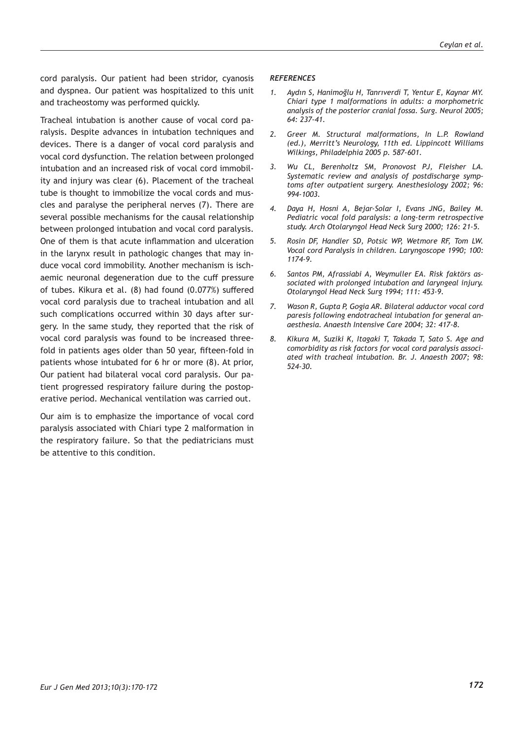cord paralysis. Our patient had been stridor, cyanosis and dyspnea. Our patient was hospitalized to this unit and tracheostomy was performed quickly.

Tracheal intubation is another cause of vocal cord paralysis. Despite advances in intubation techniques and devices. There is a danger of vocal cord paralysis and vocal cord dysfunction. The relation between prolonged intubation and an increased risk of vocal cord immobility and injury was clear (6). Placement of the tracheal tube is thought to immobilize the vocal cords and muscles and paralyse the peripheral nerves (7). There are several possible mechanisms for the causal relationship between prolonged intubation and vocal cord paralysis. One of them is that acute inflammation and ulceration in the larynx result in pathologic changes that may induce vocal cord immobility. Another mechanism is ischaemic neuronal degeneration due to the cuff pressure of tubes. Kikura et al. (8) had found (0.077%) suffered vocal cord paralysis due to tracheal intubation and all such complications occurred within 30 days after surgery. In the same study, they reported that the risk of vocal cord paralysis was found to be increased three-fold in patients ages older than 50 year, fifteen-fold in patients whose intubated for 6 hr or more (8). At prior, Our patient had bilateral vocal cord paralysis. Our patient progressed respiratory failure during the postoperative period. Mechanical ventilation was carried out.

Our aim is to emphasize the importance of vocal cord paralysis associated with Chiari type 2 malformation in the respiratory failure. So that the pediatricians must be attentive to this condition.

## *REFERENCES*

1. *Aydın S, Hanimoğlu H, Tanrıverdi T, Yentur E, Kaynar MY. Chiari type 1 malformations in adults: a morphometric analysis of the posterior cranial fossa. Surg. Neurol 2005; 64: 237-41.*
2. *Greer M. Structural malformations, In L.P. Rowland (ed.), Merritt's Neurology, 11th ed. Lippincott Williams Wilkings, Philadelphia 2005 p. 587-601.*
3. *Wu CL, Berenholtz SM, Pronovost PJ, Fleisher LA. Systematic review and analysis of postdischarge symptoms after outpatient surgery. Anesthesiology 2002; 96: 994-1003.*
4. *Daya H, Hosni A, Bejar-Solar I, Evans JNG, Bailey M. Pediatric vocal fold paralysis: a long-term retrospective study. Arch Otolaryngol Head Neck Surg 2000; 126: 21-5.*
5. *Rosin DF, Handler SD, Potsic WP, Wetmore RF, Tom LW. Vocal cord Paralysis in children. Laryngoscope 1990; 100: 1174-9.*
6. *Santos PM, Afrassiabi A, Weymuller EA. Risk faktörs associated with prolonged intubation and laryngeal injury. Otolaryngol Head Neck Surg 1994; 111: 453-9.*
7. *Wason R, Gupta P, Gogia AR. Bilateral adductor vocal cord paresis following endotracheal intubation for general anaesthesia. Anaesth Intensive Care 2004; 32: 417-8.*
8. *Kikura M, Suziki K, Itagaki T, Takada T, Sato S. Age and comorbidity as risk factors for vocal cord paralysis associated with tracheal intubation. Br. J. Anaesth 2007; 98: 524-30.*